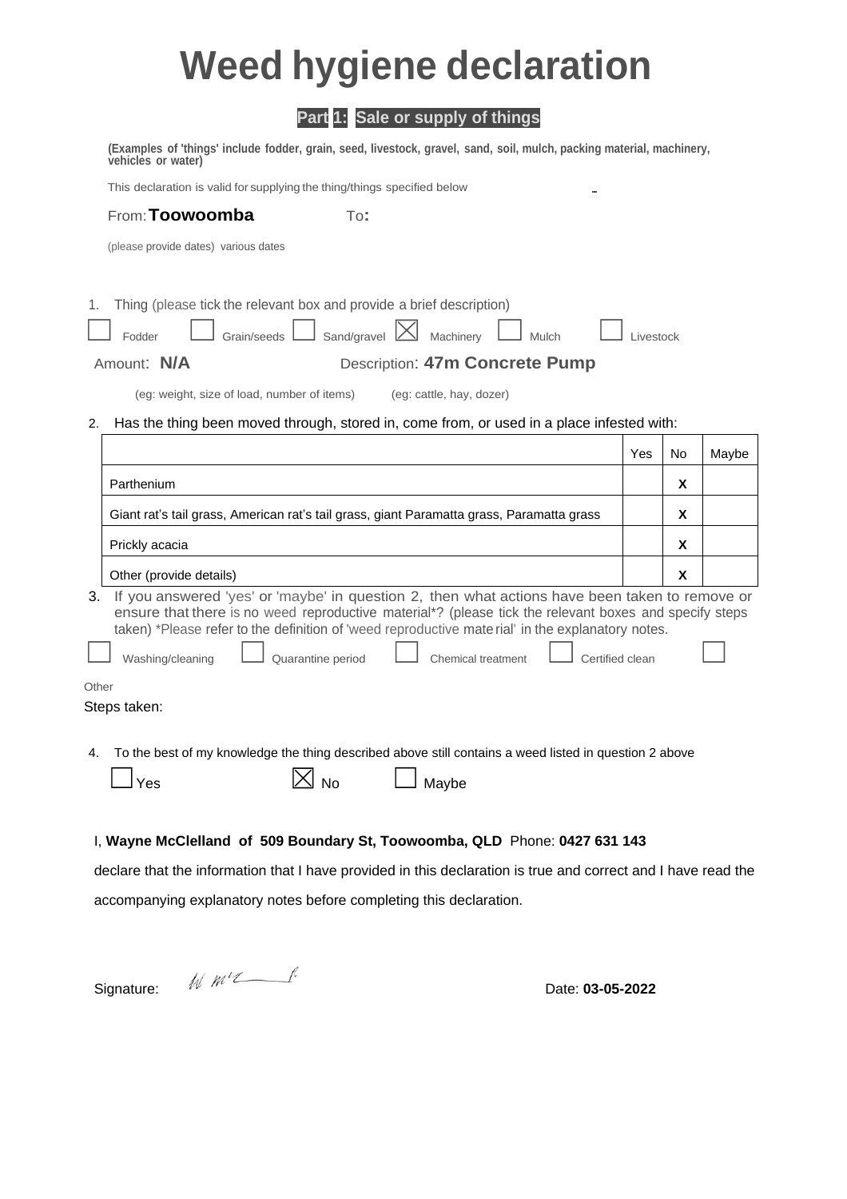# Weed hygiene declaration

## Part 1: Sale or supply of things

**(Examples of 'things' include fodder, grain, seed, livestock, gravel, sand, soil, mulch, packing material, machinery, vehicles or water)**

This declaration is valid for supplying the thing/things specified below

From: **Toowoomba** To:

(please provide dates) various dates

1. Thing (please tick the relevant box and provide a brief description)

☐ Fodder ☐ Grain/seeds ☐ Sand/gravel ☒ Machinery ☐ Mulch ☐ Livestock

Amount: **N/A** Description: **47m Concrete Pump**

(eg: weight, size of load, number of items) (eg: cattle, hay, dozer)

2. Has the thing been moved through, stored in, come from, or used in a place infested with:

| | Yes | No | Maybe |
|---|---|---|---|
| Parthenium | | **X** | |
| Giant rat's tail grass, American rat's tail grass, giant Paramatta grass, Paramatta grass | | **X** | |
| Prickly acacia | | **X** | |
| Other (provide details) | | **X** | |

3. If you answered 'yes' or 'maybe' in question 2, then what actions have been taken to remove or ensure that there is no weed reproductive material*? (please tick the relevant boxes and specify steps taken) *Please refer to the definition of 'weed reproductive material' in the explanatory notes.

☐ Washing/cleaning ☐ Quarantine period ☐ Chemical treatment ☐ Certified clean ☐ Other

Steps taken:

4. To the best of my knowledge the thing described above still contains a weed listed in question 2 above

☐ Yes ☒ No ☐ Maybe

I, **Wayne McClelland of 509 Boundary St, Toowoomba, QLD** Phone: **0427 631 143**

declare that the information that I have provided in this declaration is true and correct and I have read the accompanying explanatory notes before completing this declaration.

Signature: W M'C

Date: **03-05-2022**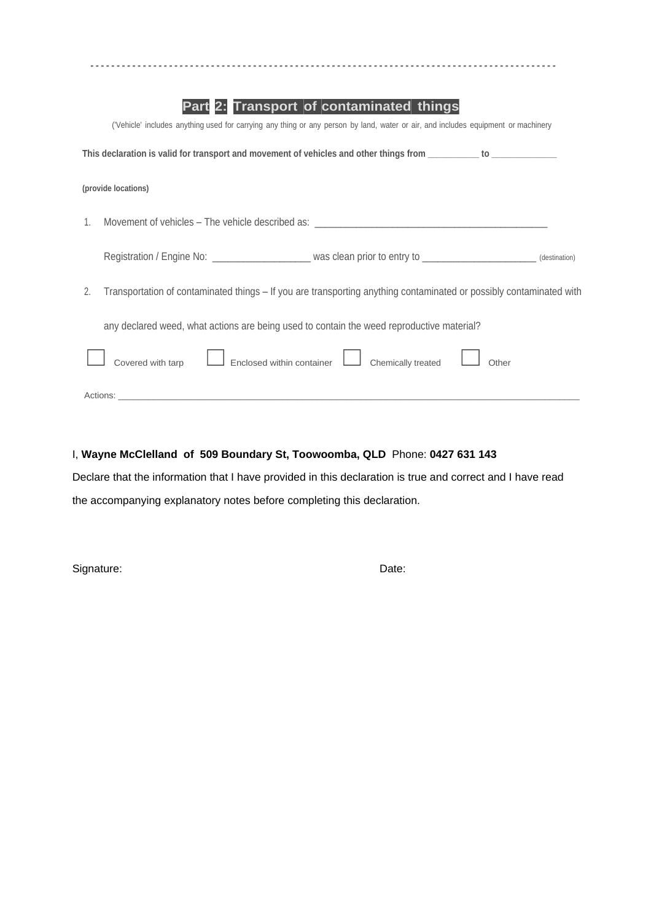## Part 2: Transport of contaminated things

('Vehicle' includes anything used for carrying any thing or any person by land, water or air, and includes equipment or machinery

**This declaration is valid for transport and movement of vehicles and other things from __________ to _____________**

**(provide locations)**

1. Movement of vehicles – The vehicle described as: _____________________________________________

   Registration / Engine No: __________________ was clean prior to entry to _____________________ (destination)

2. Transportation of contaminated things – If you are transporting anything contaminated or possibly contaminated with any declared weed, what actions are being used to contain the weed reproductive material?

☐ Covered with tarp ☐ Enclosed within container ☐ Chemically treated ☐ Other

Actions: ______________________________________________________________________________________

I, **Wayne McClelland of 509 Boundary St, Toowoomba, QLD** Phone: **0427 631 143**

Declare that the information that I have provided in this declaration is true and correct and I have read the accompanying explanatory notes before completing this declaration.

Signature: Date: